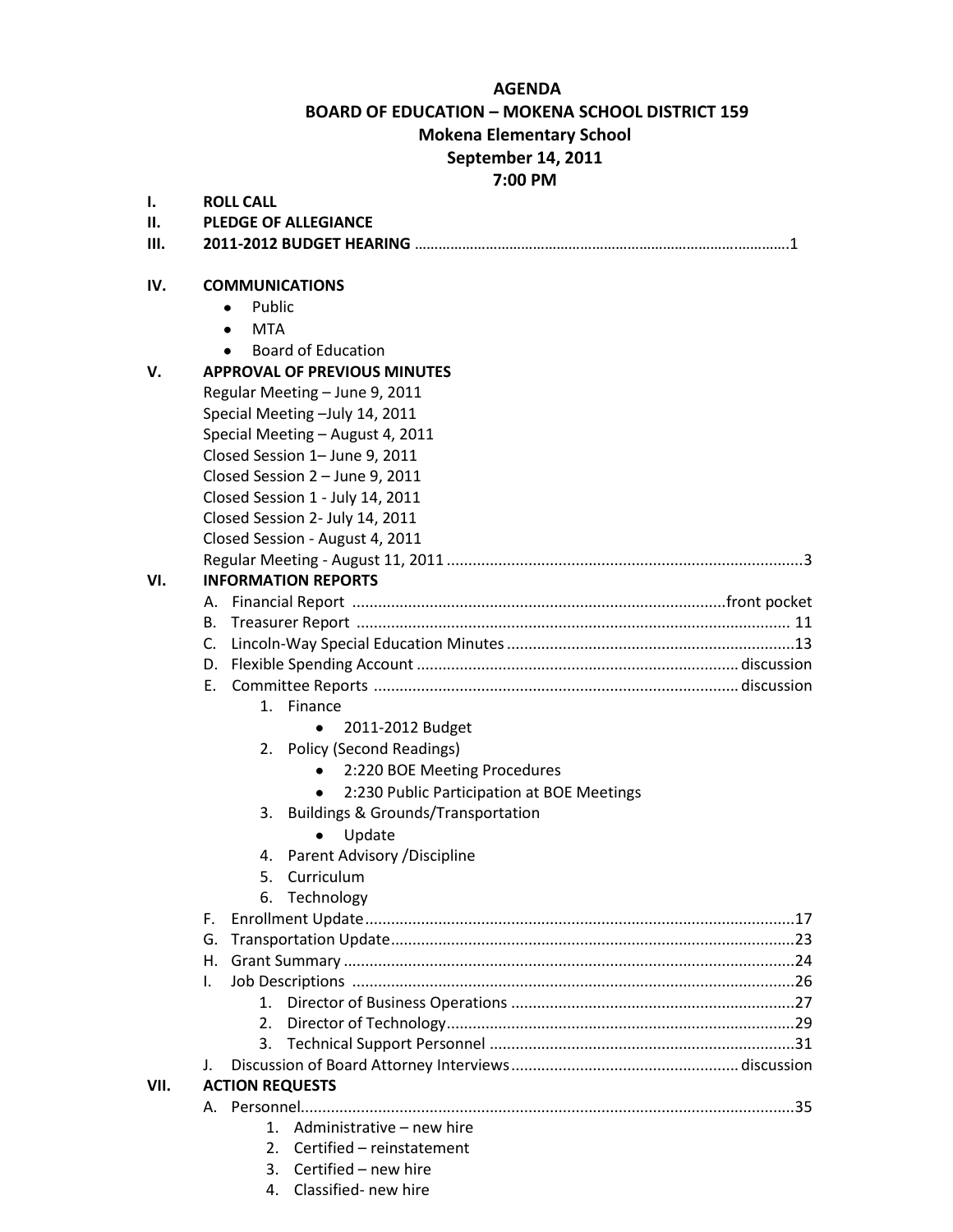# AGENDA

## BOARD OF EDUCATION – MOKENA SCHOOL DISTRICT 159

## Mokena Elementary School

## September 14, 2011

## 7:00 PM

**I. ROLL CALL**

**II. PLEDGE OF ALLEGIANCE**

**III. 2011-2012 BUDGET HEARING** ........................................ 1

**IV. COMMUNICATIONS**

- Public
- MTA
- Board of Education

**V. APPROVAL OF PREVIOUS MINUTES**

Regular Meeting – June 9, 2011
Special Meeting –July 14, 2011
Special Meeting – August 4, 2011
Closed Session 1– June 9, 2011
Closed Session 2 – June 9, 2011
Closed Session 1 - July 14, 2011
Closed Session 2- July 14, 2011
Closed Session - August 4, 2011
Regular Meeting - August 11, 2011 ........................................ 3

**VI. INFORMATION REPORTS**

A. Financial Report ........................................ front pocket
B. Treasurer Report ........................................ 11
C. Lincoln-Way Special Education Minutes ........................................ 13
D. Flexible Spending Account ........................................ discussion
E. Committee Reports ........................................ discussion
   1. Finance
      - 2011-2012 Budget
   2. Policy (Second Readings)
      - 2:220 BOE Meeting Procedures
      - 2:230 Public Participation at BOE Meetings
   3. Buildings & Grounds/Transportation
      - Update
   4. Parent Advisory /Discipline
   5. Curriculum
   6. Technology

F. Enrollment Update ........................................ 17
G. Transportation Update ........................................ 23
H. Grant Summary ........................................ 24
I. Job Descriptions ........................................ 26
   1. Director of Business Operations ........................................ 27
   2. Director of Technology ........................................ 29
   3. Technical Support Personnel ........................................ 31

J. Discussion of Board Attorney Interviews ........................................ discussion

**VII. ACTION REQUESTS**

A. Personnel ........................................ 35
   1. Administrative – new hire
   2. Certified – reinstatement
   3. Certified – new hire
   4. Classified- new hire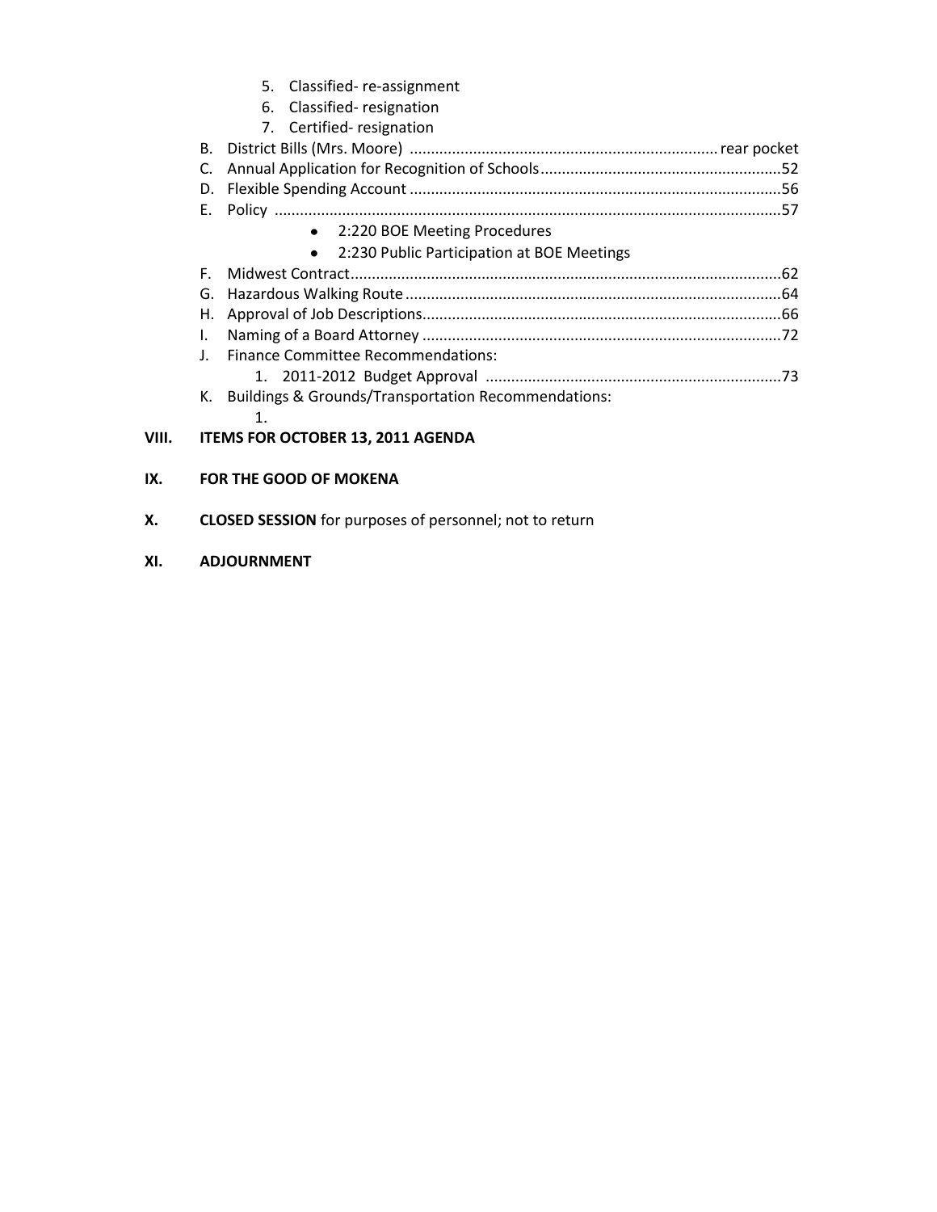5. Classified- re-assignment
6. Classified- resignation
7. Certified- resignation

B. District Bills (Mrs. Moore) ........................................................................ rear pocket
C. Annual Application for Recognition of Schools........................................................52
D. Flexible Spending Account .......................................................................................56
E. Policy .......................................................................................................................57
   - 2:220 BOE Meeting Procedures
   - 2:230 Public Participation at BOE Meetings

F. Midwest Contract.....................................................................................................62
G. Hazardous Walking Route ........................................................................................64
H. Approval of Job Descriptions....................................................................................66
I. Naming of a Board Attorney ....................................................................................72
J. Finance Committee Recommendations:
   1. 2011-2012 Budget Approval .....................................................................73

K. Buildings & Grounds/Transportation Recommendations:
   1.

**VIII. ITEMS FOR OCTOBER 13, 2011 AGENDA**

**IX. FOR THE GOOD OF MOKENA**

**X. CLOSED SESSION** for purposes of personnel; not to return

**XI. ADJOURNMENT**